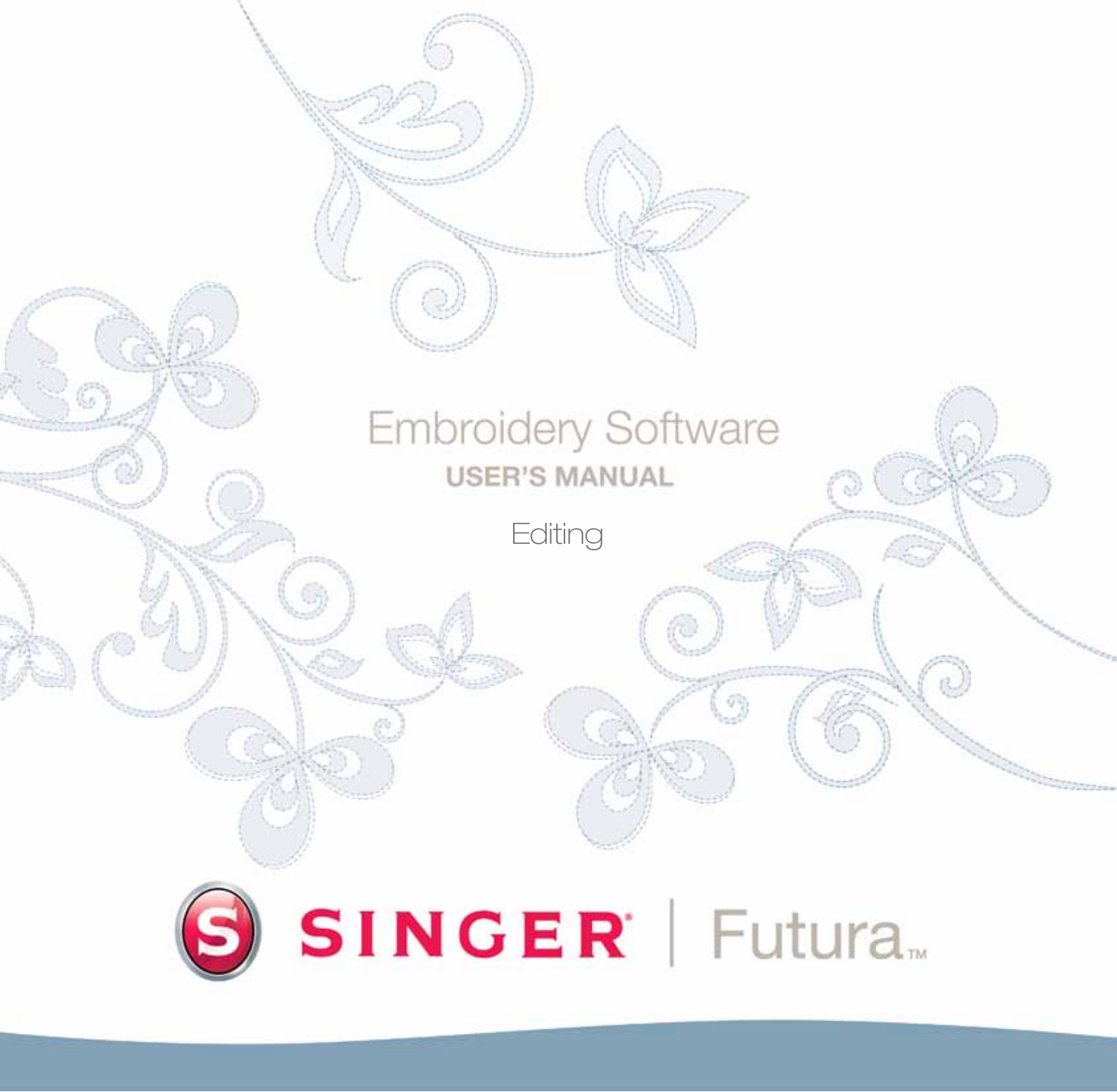# Embroidery Software

## USER'S MANUAL

Editing

SINGER | Futura™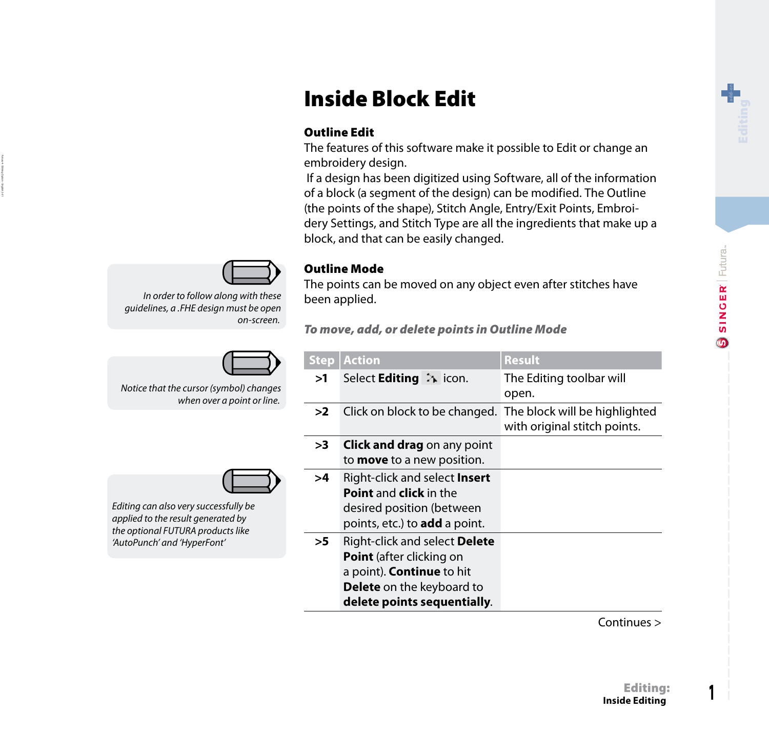# Inside Block Edit

### Outline Edit

The features of this software make it possible to Edit or change an embroidery design.

If a design has been digitized using Software, all of the information of a block (a segment of the design) can be modified. The Outline (the points of the shape), Stitch Angle, Entry/Exit Points, Embroidery Settings, and Stitch Type are all the ingredients that make up a block, and that can be easily changed.

*In order to follow along with these guidelines, a .FHE design must be open on-screen.*

### Outline Mode

The points can be moved on any object even after stitches have been applied.

*Notice that the cursor (symbol) changes when over a point or line.*

***To move, add, or delete points in Outline Mode***

| Step | Action | Result |
|---|---|---|
| >1 | Select **Editing** icon. | The Editing toolbar will open. |
| >2 | Click on block to be changed. | The block will be highlighted with original stitch points. |
| >3 | **Click and drag** on any point to **move** to a new position. | |
| >4 | Right-click and select **Insert Point** and **click** in the desired position (between points, etc.) to **add** a point. | |
| >5 | Right-click and select **Delete Point** (after clicking on a point). **Continue** to hit **Delete** on the keyboard to **delete points sequentially**. | |

*Editing can also very successfully be applied to the result generated by the optional FUTURA products like 'AutoPunch' and 'HyperFont'*

Continues >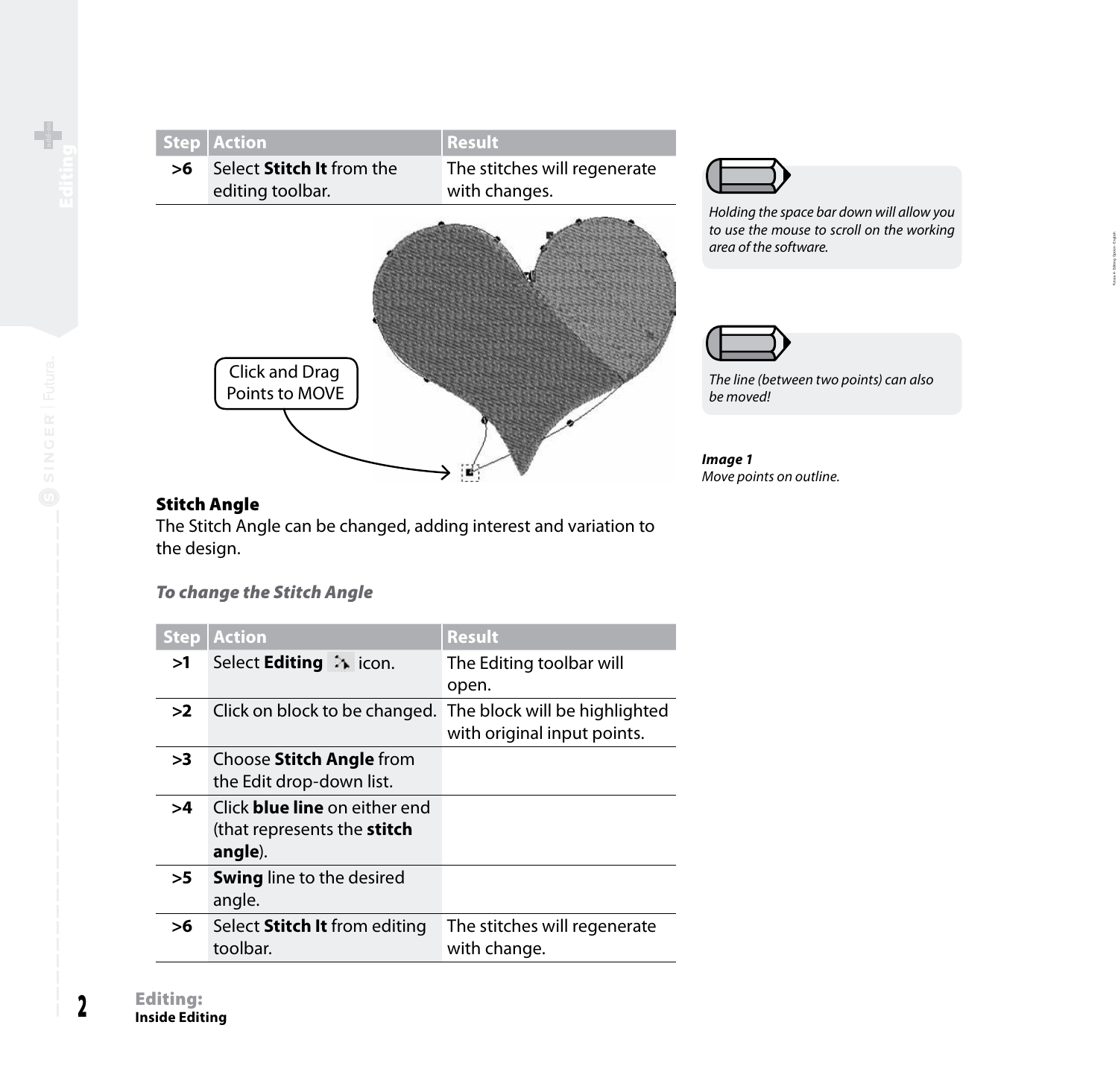| Step | Action | Result |
|---|---|---|
| >6 | Select **Stitch It** from the editing toolbar. | The stitches will regenerate with changes. |

Click and Drag Points to MOVE

*Holding the space bar down will allow you to use the mouse to scroll on the working area of the software.*

*The line (between two points) can also be moved!*

***Image 1***
*Move points on outline.*

### Stitch Angle

The Stitch Angle can be changed, adding interest and variation to the design.

#### *To change the Stitch Angle*

| Step | Action | Result |
|---|---|---|
| >1 | Select **Editing** icon. | The Editing toolbar will open. |
| >2 | Click on block to be changed. | The block will be highlighted with original input points. |
| >3 | Choose **Stitch Angle** from the Edit drop-down list. | |
| >4 | Click **blue line** on either end (that represents the **stitch angle**). | |
| >5 | **Swing** line to the desired angle. | |
| >6 | Select **Stitch It** from editing toolbar. | The stitches will regenerate with change. |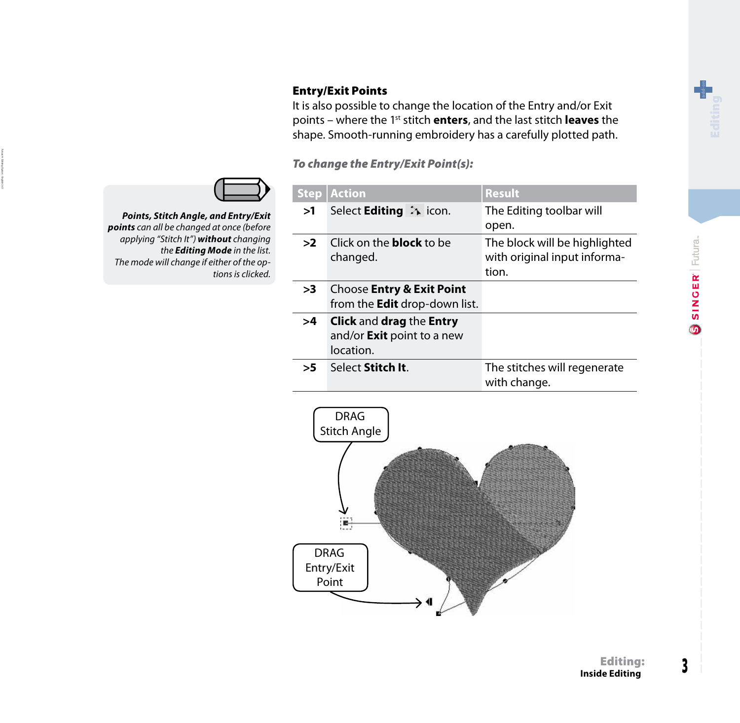## Entry/Exit Points

It is also possible to change the location of the Entry and/or Exit points – where the 1st stitch **enters**, and the last stitch **leaves** the shape. Smooth-running embroidery has a carefully plotted path.

***To change the Entry/Exit Point(s):***

| Step | Action | Result |
|---|---|---|
| >1 | Select **Editing** icon. | The Editing toolbar will open. |
| >2 | Click on the **block** to be changed. | The block will be highlighted with original input information. |
| >3 | Choose **Entry & Exit Point** from the **Edit** drop-down list. | |
| >4 | **Click** and **drag** the **Entry** and/or **Exit** point to a new location. | |
| >5 | Select **Stitch It**. | The stitches will regenerate with change. |

*Points, Stitch Angle, and Entry/Exit points can all be changed at once (before applying "Stitch It") **without** changing the **Editing Mode** in the list. The mode will change if either of the options is clicked.*

DRAG Stitch Angle

DRAG Entry/Exit Point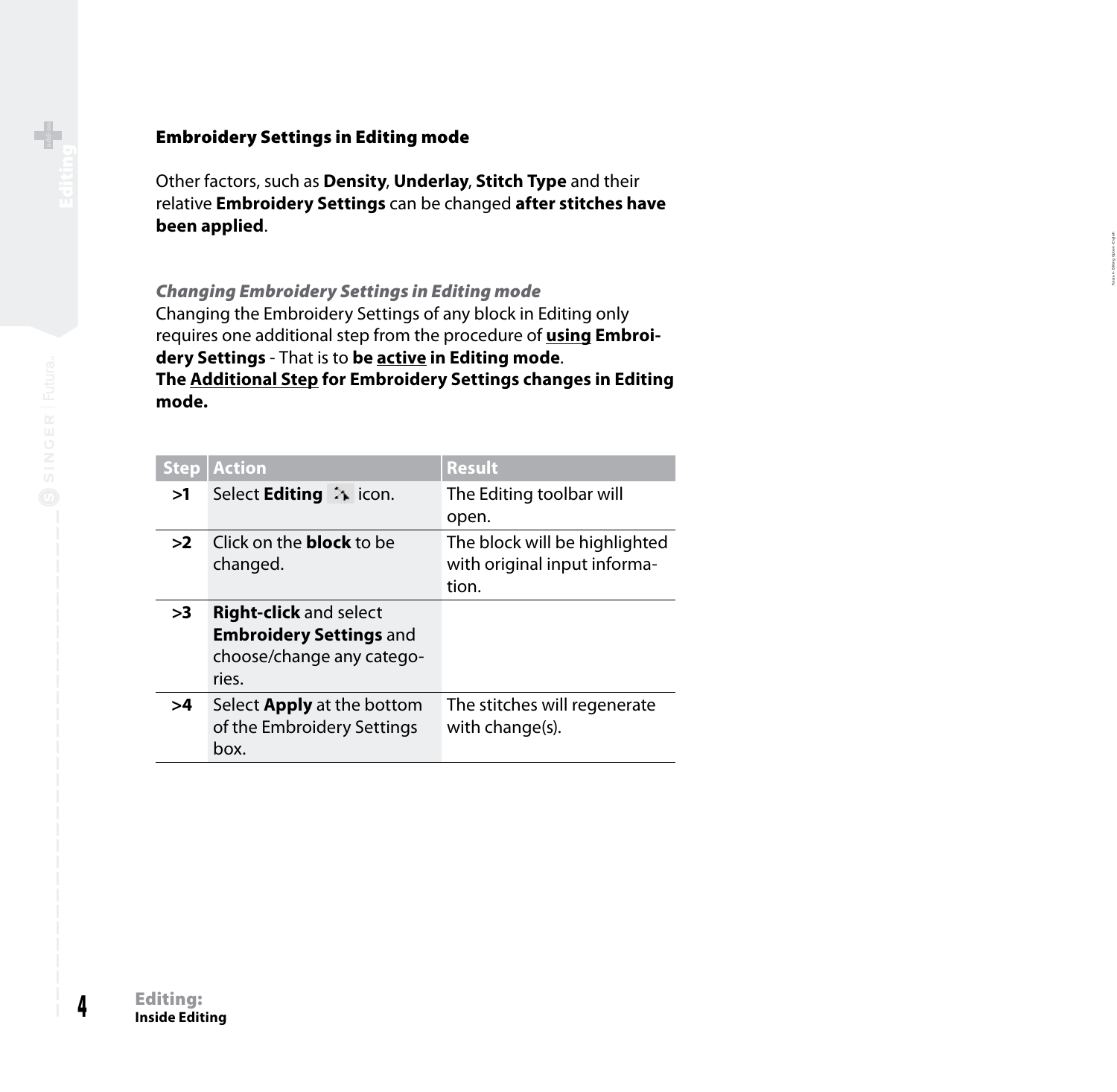## Embroidery Settings in Editing mode

Other factors, such as **Density**, **Underlay**, **Stitch Type** and their relative **Embroidery Settings** can be changed **after stitches have been applied**.

### *Changing Embroidery Settings in Editing mode*

Changing the Embroidery Settings of any block in Editing only requires one additional step from the procedure of **using Embroidery Settings** - That is to **be active in Editing mode**.
**The Additional Step for Embroidery Settings changes in Editing mode.**

| Step | Action | Result |
|---|---|---|
| >1 | Select **Editing** icon. | The Editing toolbar will open. |
| >2 | Click on the **block** to be changed. | The block will be highlighted with original input information. |
| >3 | **Right-click** and select **Embroidery Settings** and choose/change any categories. | |
| >4 | Select **Apply** at the bottom of the Embroidery Settings box. | The stitches will regenerate with change(s). |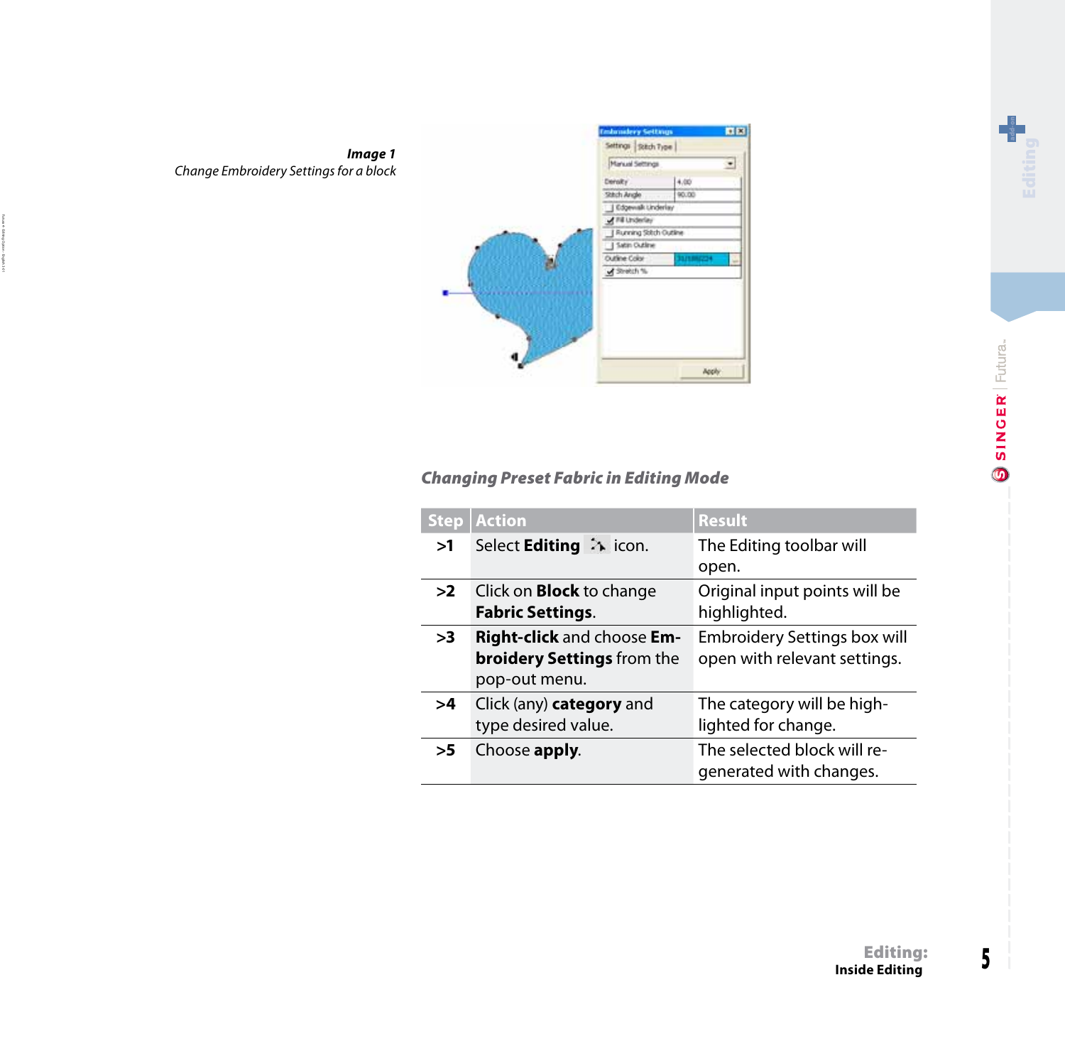***Image 1***
*Change Embroidery Settings for a block*

### *Changing Preset Fabric in Editing Mode*

| Step | Action | Result |
|---|---|---|
| >1 | Select **Editing** icon. | The Editing toolbar will open. |
| >2 | Click on **Block** to change **Fabric Settings**. | Original input points will be highlighted. |
| >3 | **Right-click** and choose **Embroidery Settings** from the pop-out menu. | Embroidery Settings box will open with relevant settings. |
| >4 | Click (any) **category** and type desired value. | The category will be highlighted for change. |
| >5 | Choose **apply**. | The selected block will re-generated with changes. |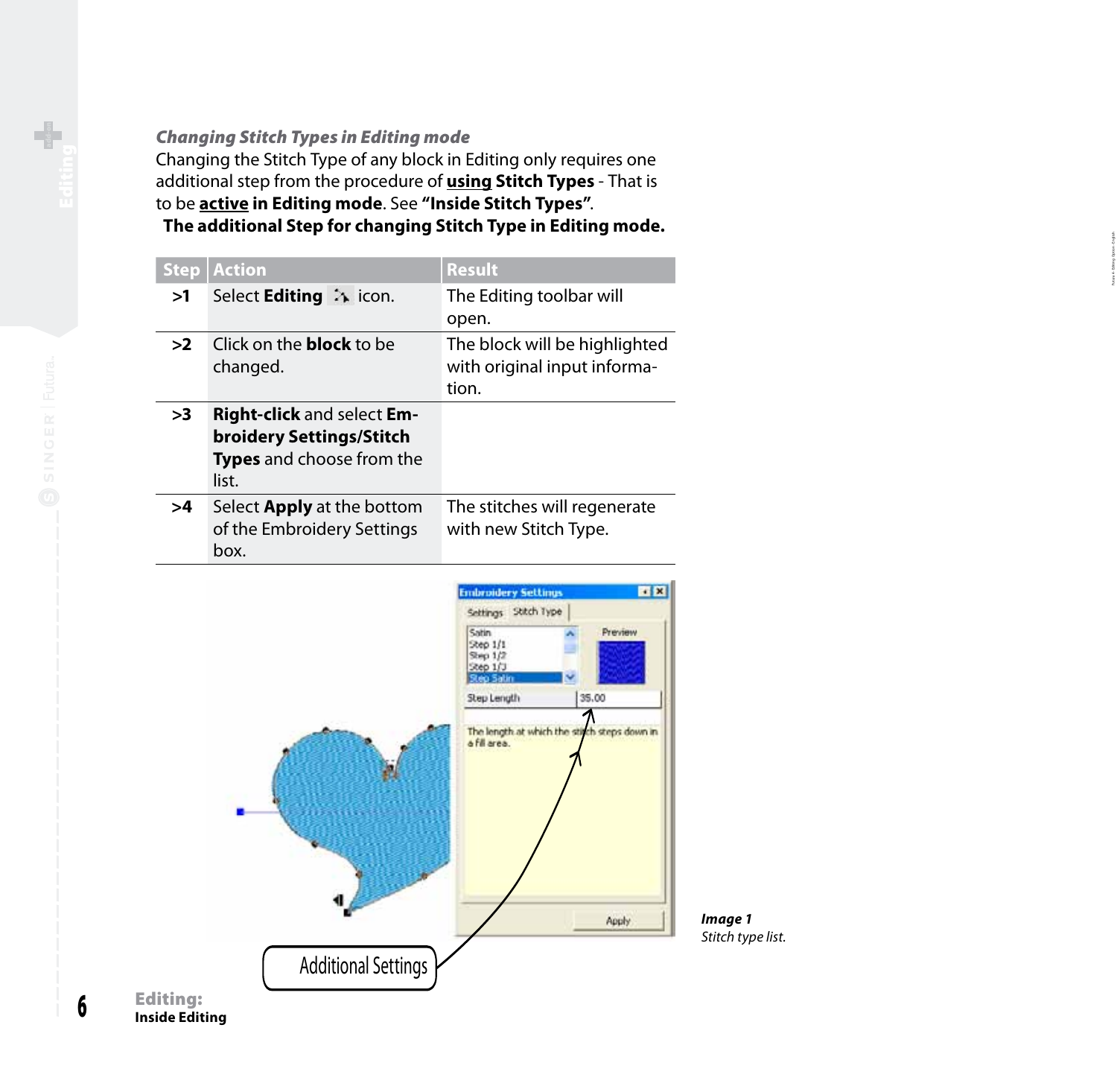### *Changing Stitch Types in Editing mode*

Changing the Stitch Type of any block in Editing only requires one additional step from the procedure of **using Stitch Types** - That is to be **active in Editing mode**. See **"Inside Stitch Types"**.

**The additional Step for changing Stitch Type in Editing mode.**

| Step | Action | Result |
|---|---|---|
| >1 | Select **Editing** icon. | The Editing toolbar will open. |
| >2 | Click on the **block** to be changed. | The block will be highlighted with original input information. |
| >3 | **Right-click** and select **Embroidery Settings/Stitch Types** and choose from the list. | |
| >4 | Select **Apply** at the bottom of the Embroidery Settings box. | The stitches will regenerate with new Stitch Type. |

***Image 1***
*Stitch type list.*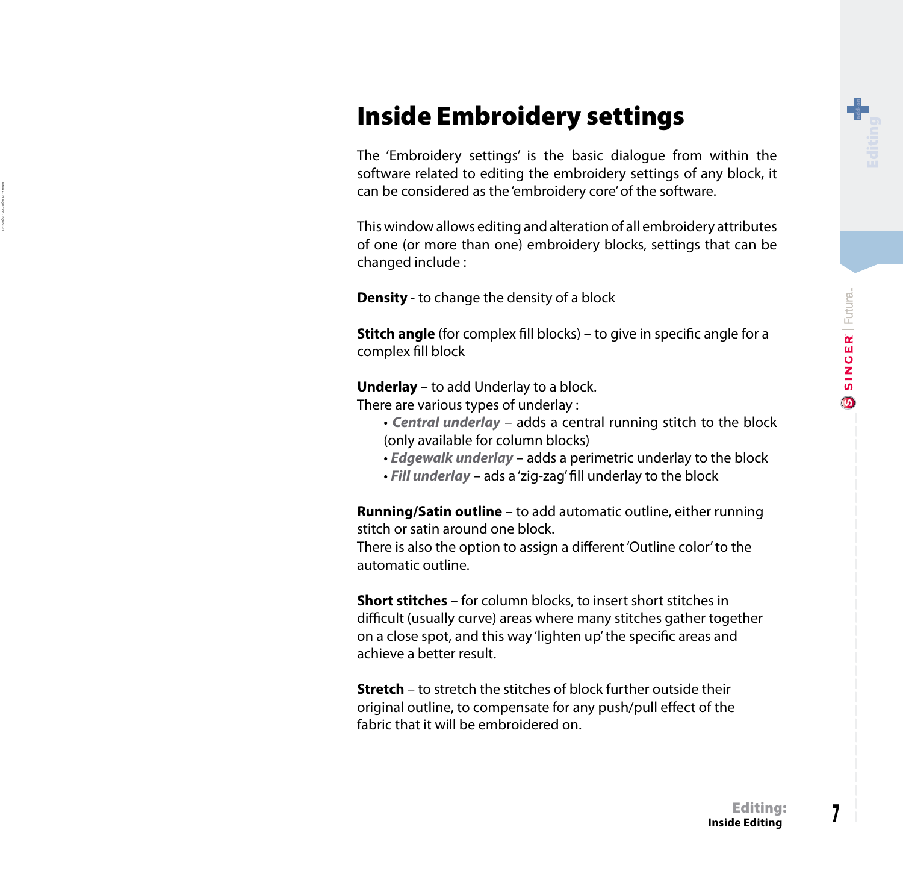# Inside Embroidery settings

The 'Embroidery settings' is the basic dialogue from within the software related to editing the embroidery settings of any block, it can be considered as the 'embroidery core' of the software.

This window allows editing and alteration of all embroidery attributes of one (or more than one) embroidery blocks, settings that can be changed include :

**Density** - to change the density of a block

**Stitch angle** (for complex fill blocks) – to give in specific angle for a complex fill block

**Underlay** – to add Underlay to a block.
There are various types of underlay :

- ***Central underlay*** – adds a central running stitch to the block (only available for column blocks)
- ***Edgewalk underlay*** – adds a perimetric underlay to the block
- ***Fill underlay*** – ads a 'zig-zag' fill underlay to the block

**Running/Satin outline** – to add automatic outline, either running stitch or satin around one block.
There is also the option to assign a different 'Outline color' to the automatic outline.

**Short stitches** – for column blocks, to insert short stitches in difficult (usually curve) areas where many stitches gather together on a close spot, and this way 'lighten up' the specific areas and achieve a better result.

**Stretch** – to stretch the stitches of block further outside their original outline, to compensate for any push/pull effect of the fabric that it will be embroidered on.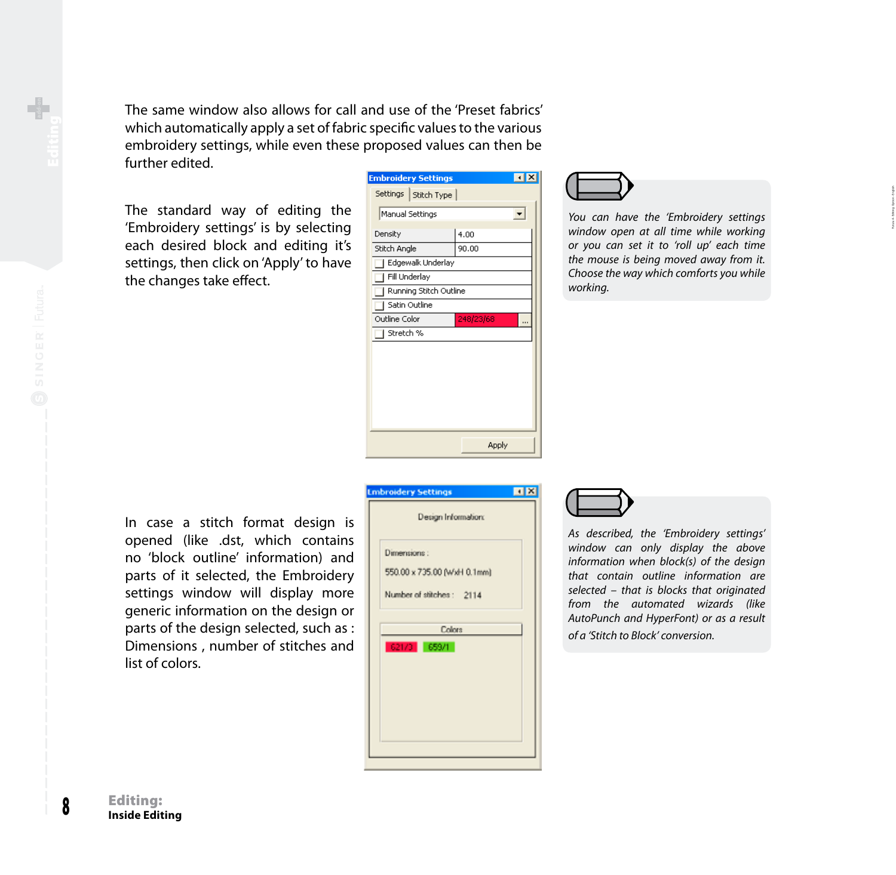The same window also allows for call and use of the 'Preset fabrics' which automatically apply a set of fabric specific values to the various embroidery settings, while even these proposed values can then be further edited.

The standard way of editing the 'Embroidery settings' is by selecting each desired block and editing it's settings, then click on 'Apply' to have the changes take effect.

*You can have the 'Embroidery settings window open at all time while working or you can set it to 'roll up' each time the mouse is being moved away from it. Choose the way which comforts you while working.*

In case a stitch format design is opened (like .dst, which contains no 'block outline' information) and parts of it selected, the Embroidery settings window will display more generic information on the design or parts of the design selected, such as : Dimensions , number of stitches and list of colors.

*As described, the 'Embroidery settings' window can only display the above information when block(s) of the design that contain outline information are selected – that is blocks that originated from the automated wizards (like AutoPunch and HyperFont) or as a result of a 'Stitch to Block' conversion.*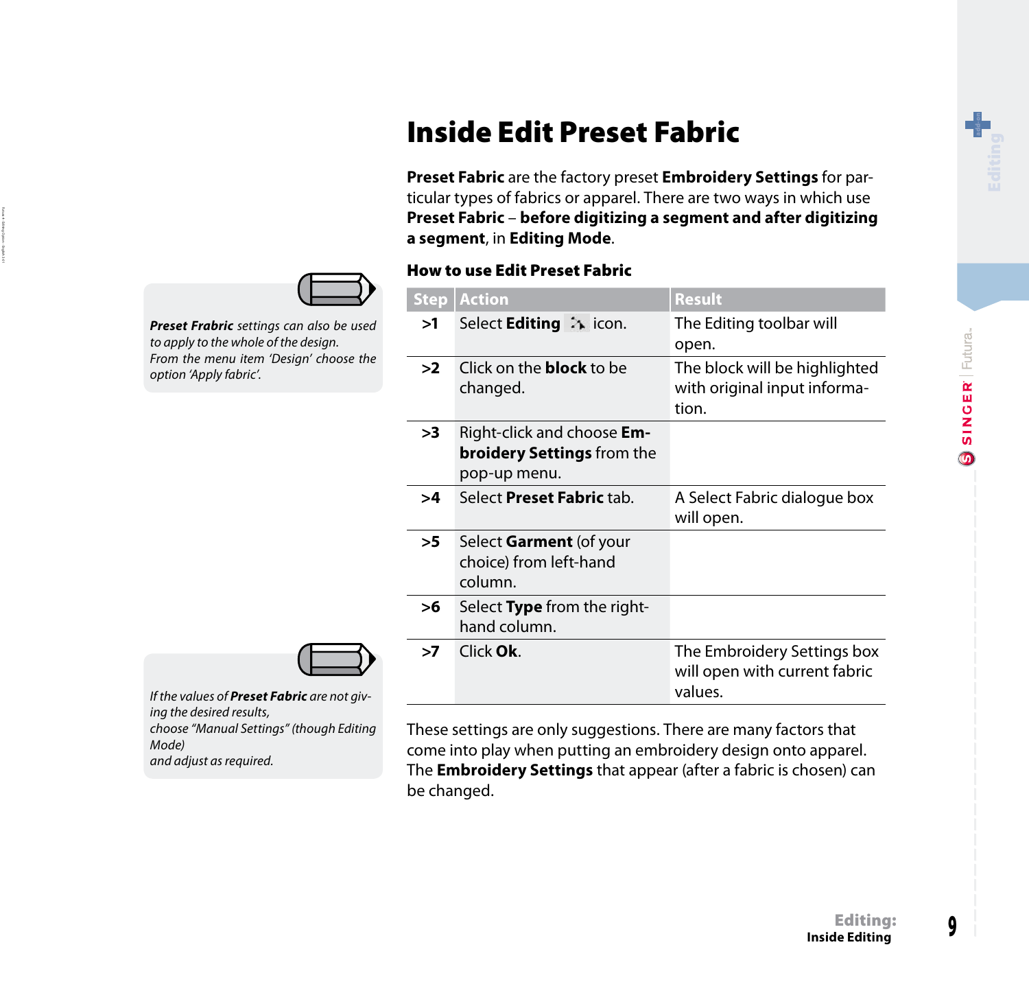# Inside Edit Preset Fabric

**Preset Fabric** are the factory preset **Embroidery Settings** for particular types of fabrics or apparel. There are two ways in which use **Preset Fabric** – **before digitizing a segment and after digitizing a segment**, in **Editing Mode**.

*__Preset Frabric__ settings can also be used to apply to the whole of the design. From the menu item 'Design' choose the option 'Apply fabric'.*

### How to use Edit Preset Fabric

| Step | Action | Result |
|---|---|---|
| >1 | Select **Editing** icon. | The Editing toolbar will open. |
| >2 | Click on the **block** to be changed. | The block will be highlighted with original input information. |
| >3 | Right-click and choose **Embroidery Settings** from the pop-up menu. | |
| >4 | Select **Preset Fabric** tab. | A Select Fabric dialogue box will open. |
| >5 | Select **Garment** (of your choice) from left-hand column. | |
| >6 | Select **Type** from the right-hand column. | |
| >7 | Click **Ok**. | The Embroidery Settings box will open with current fabric values. |

These settings are only suggestions. There are many factors that come into play when putting an embroidery design onto apparel. The **Embroidery Settings** that appear (after a fabric is chosen) can be changed.

*If the values of __Preset Fabric__ are not giving the desired results, choose "Manual Settings" (though Editing Mode) and adjust as required.*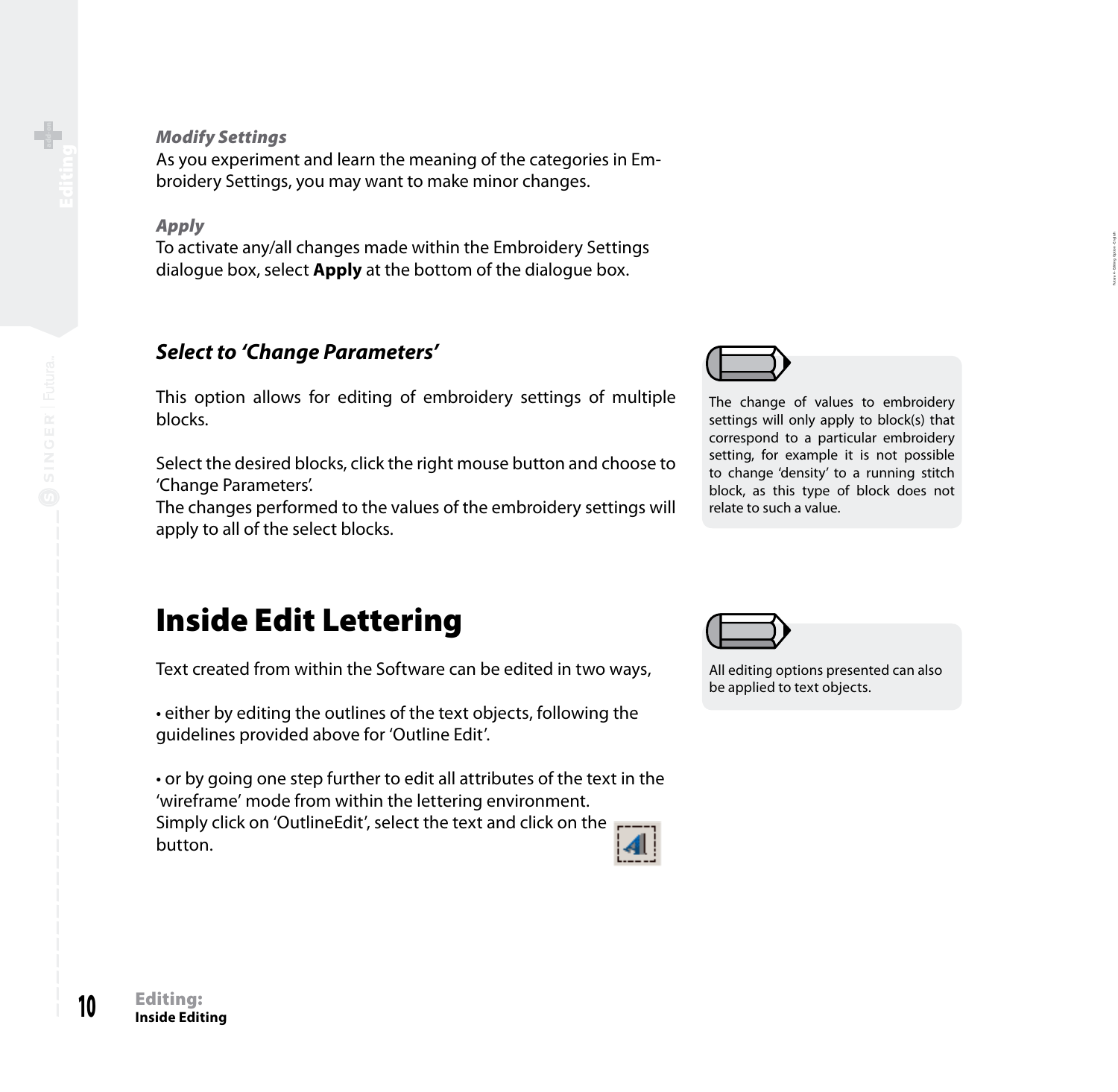### *Modify Settings*

As you experiment and learn the meaning of the categories in Embroidery Settings, you may want to make minor changes.

### *Apply*

To activate any/all changes made within the Embroidery Settings dialogue box, select **Apply** at the bottom of the dialogue box.

## *Select to 'Change Parameters'*

This option allows for editing of embroidery settings of multiple blocks.

Select the desired blocks, click the right mouse button and choose to 'Change Parameters'.
The changes performed to the values of the embroidery settings will apply to all of the select blocks.

The change of values to embroidery settings will only apply to block(s) that correspond to a particular embroidery setting, for example it is not possible to change 'density' to a running stitch block, as this type of block does not relate to such a value.

# Inside Edit Lettering

Text created from within the Software can be edited in two ways,

• either by editing the outlines of the text objects, following the guidelines provided above for 'Outline Edit'.

• or by going one step further to edit all attributes of the text in the 'wireframe' mode from within the lettering environment.
Simply click on 'OutlineEdit', select the text and click on the button.

All editing options presented can also be applied to text objects.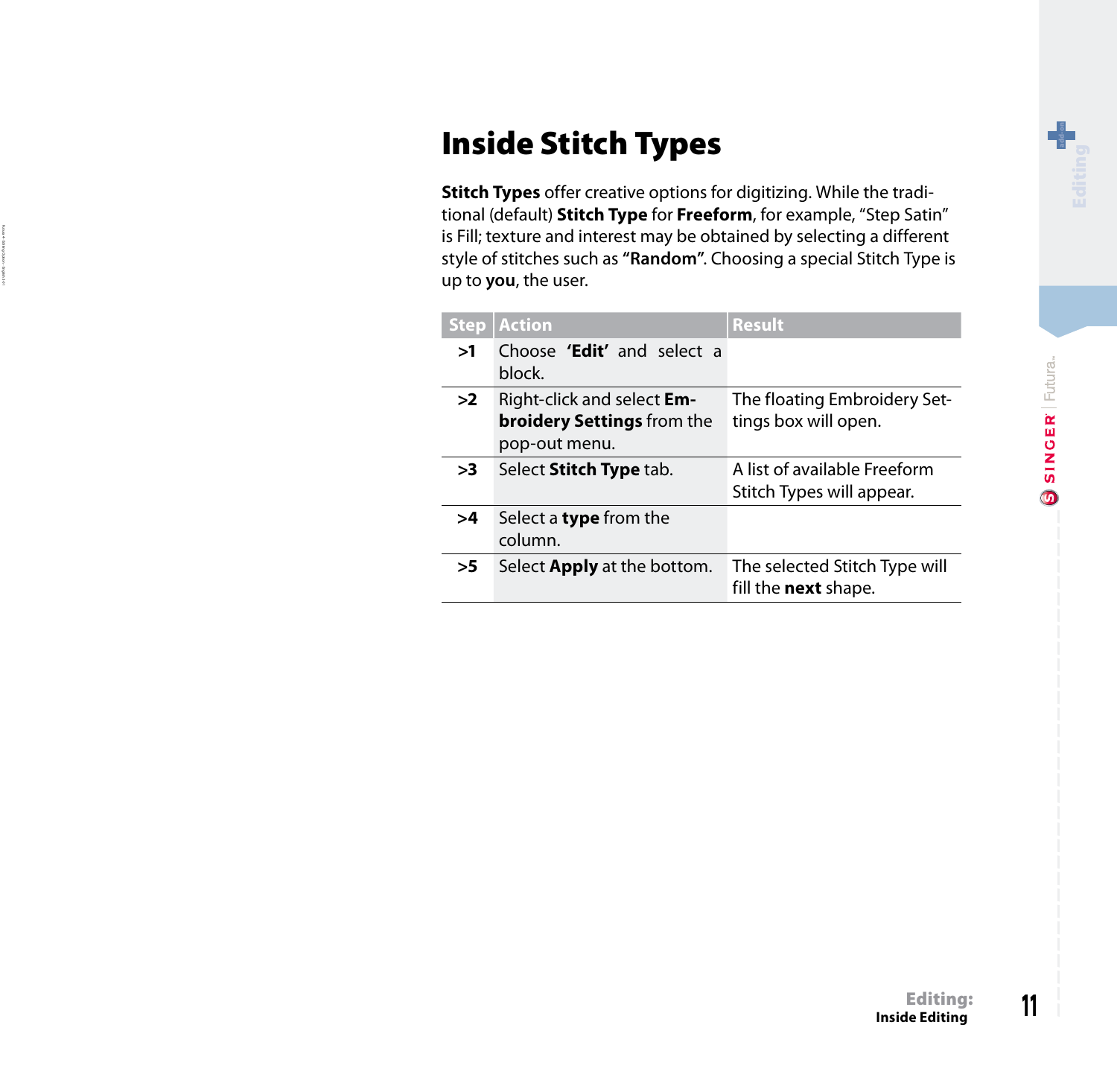# Inside Stitch Types

**Stitch Types** offer creative options for digitizing. While the traditional (default) **Stitch Type** for **Freeform**, for example, "Step Satin" is Fill; texture and interest may be obtained by selecting a different style of stitches such as **"Random"**. Choosing a special Stitch Type is up to **you**, the user.

| Step | Action | Result |
|---|---|---|
| >1 | Choose **'Edit'** and select a block. | |
| >2 | Right-click and select **Embroidery Settings** from the pop-out menu. | The floating Embroidery Settings box will open. |
| >3 | Select **Stitch Type** tab. | A list of available Freeform Stitch Types will appear. |
| >4 | Select a **type** from the column. | |
| >5 | Select **Apply** at the bottom. | The selected Stitch Type will fill the **next** shape. |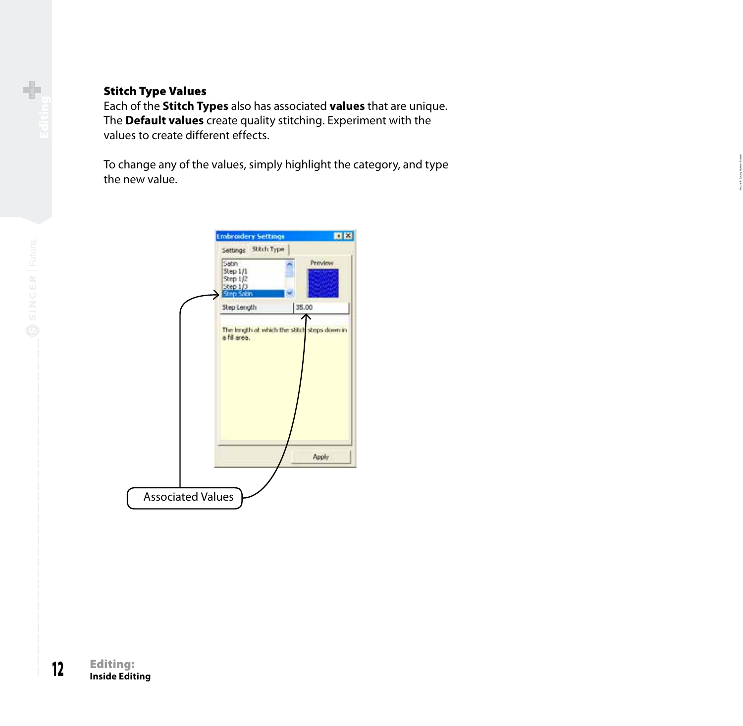### Stitch Type Values

Each of the **Stitch Types** also has associated **values** that are unique. The **Default values** create quality stitching. Experiment with the values to create different effects.

To change any of the values, simply highlight the category, and type the new value.

Associated Values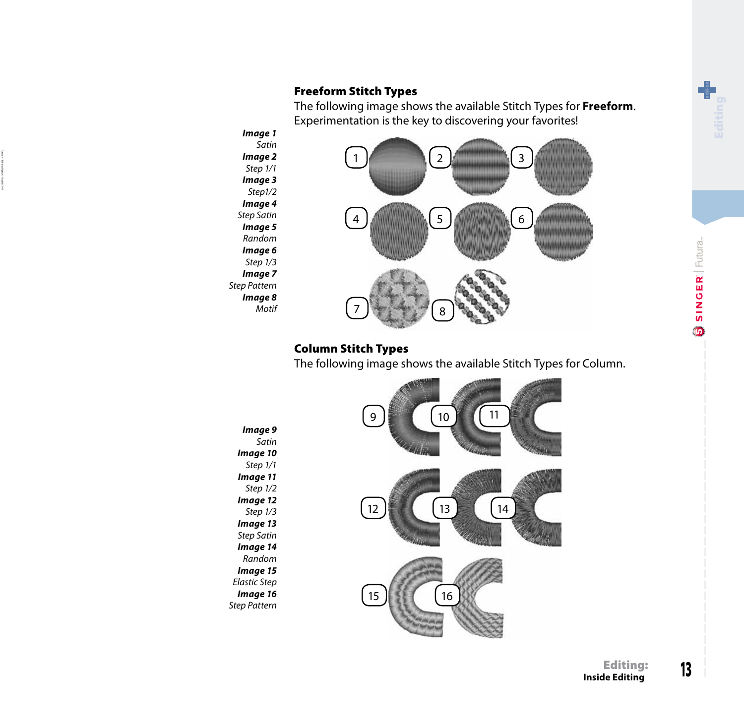## Freeform Stitch Types

The following image shows the available Stitch Types for **Freeform**. Experimentation is the key to discovering your favorites!

***Image 1***
*Satin*
***Image 2***
*Step 1/1*
***Image 3***
*Step1/2*
***Image 4***
*Step Satin*
***Image 5***
*Random*
***Image 6***
*Step 1/3*
***Image 7***
*Step Pattern*
***Image 8***
*Motif*

## Column Stitch Types

The following image shows the available Stitch Types for Column.

***Image 9***
*Satin*
***Image 10***
*Step 1/1*
***Image 11***
*Step 1/2*
***Image 12***
*Step 1/3*
***Image 13***
*Step Satin*
***Image 14***
*Random*
***Image 15***
*Elastic Step*
***Image 16***
*Step Pattern*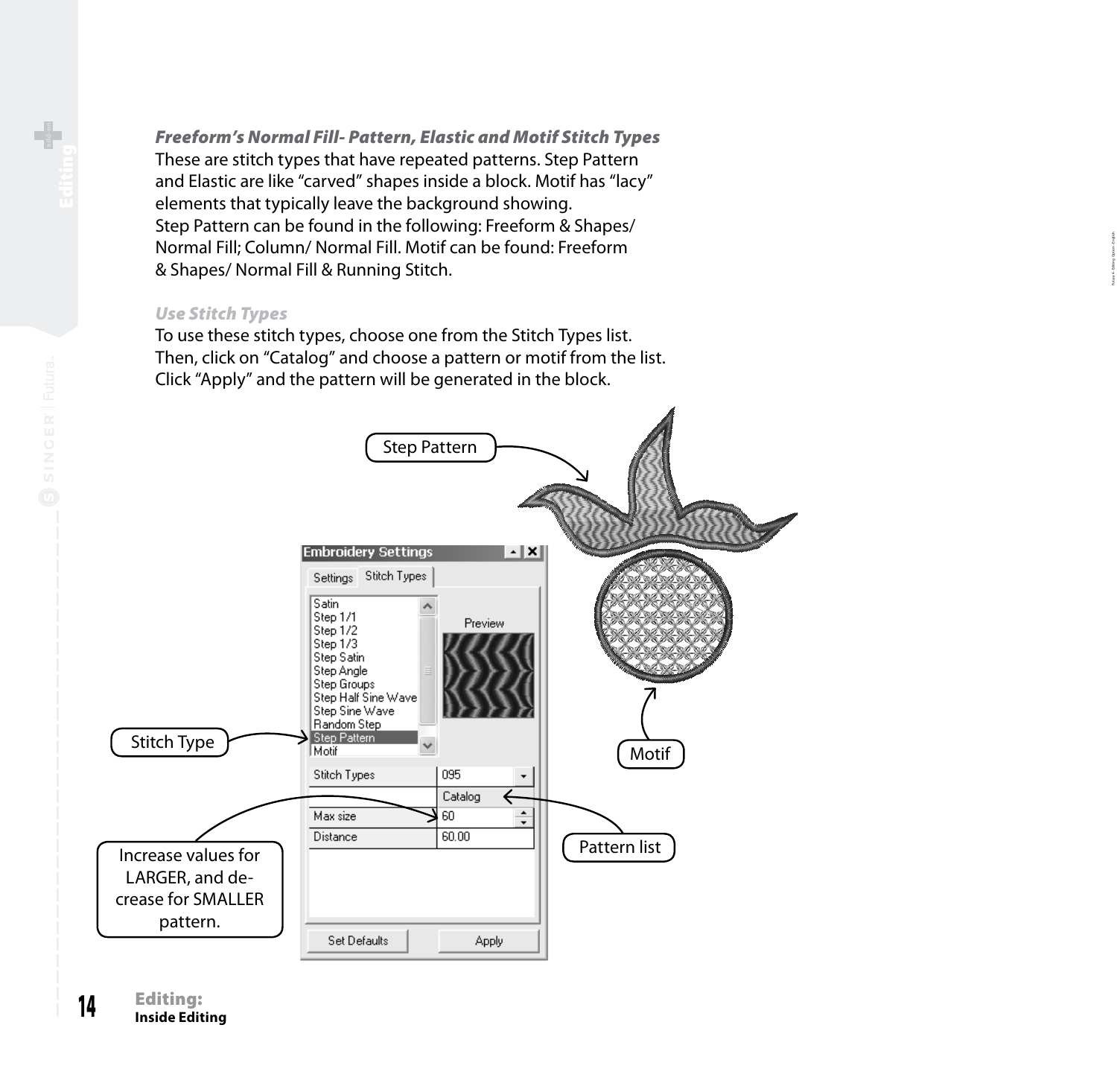### *Freeform's Normal Fill- Pattern, Elastic and Motif Stitch Types*

These are stitch types that have repeated patterns. Step Pattern and Elastic are like "carved" shapes inside a block. Motif has "lacy" elements that typically leave the background showing.
Step Pattern can be found in the following: Freeform & Shapes/ Normal Fill; Column/ Normal Fill. Motif can be found: Freeform & Shapes/ Normal Fill & Running Stitch.

### *Use Stitch Types*

To use these stitch types, choose one from the Stitch Types list. Then, click on "Catalog" and choose a pattern or motif from the list. Click "Apply" and the pattern will be generated in the block.

Step Pattern

Stitch Type

Motif

Pattern list

Increase values for LARGER, and decrease for SMALLER pattern.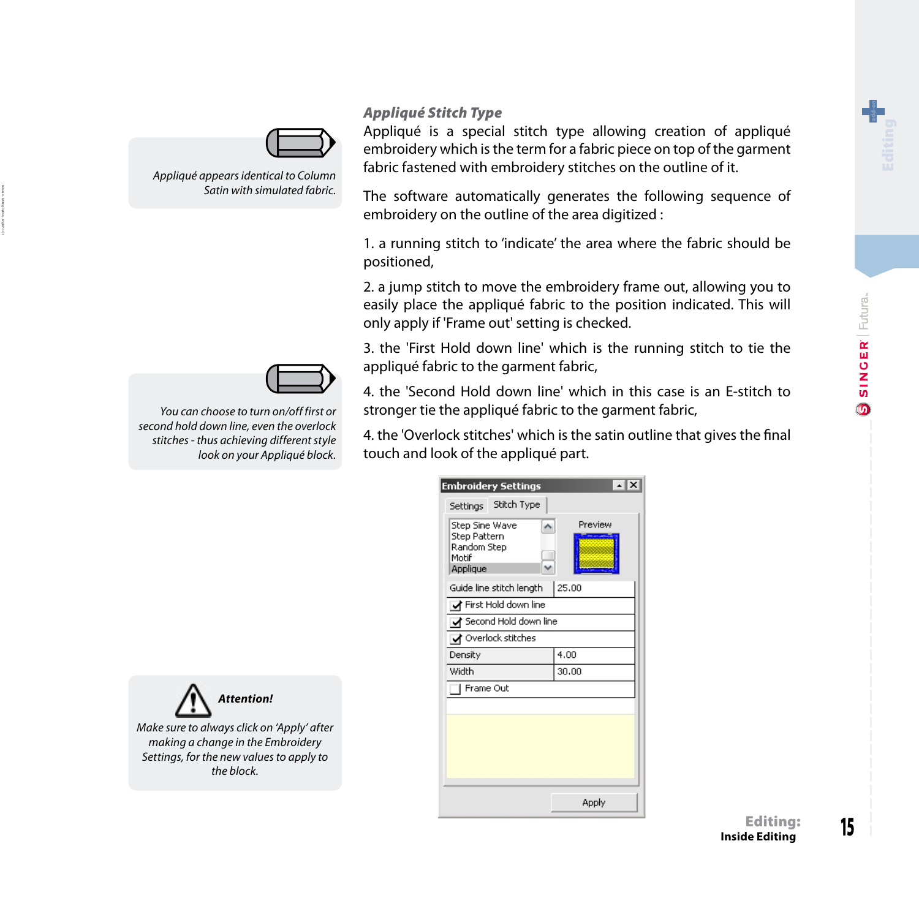> Appliqué appears identical to Column Satin with simulated fabric.

> You can choose to turn on/off first or second hold down line, even the overlock stitches - thus achieving different style look on your Appliqué block.

> **Attention!**
>
> Make sure to always click on 'Apply' after making a change in the Embroidery Settings, for the new values to apply to the block.

### *Appliqué Stitch Type*

Appliqué is a special stitch type allowing creation of appliqué embroidery which is the term for a fabric piece on top of the garment fabric fastened with embroidery stitches on the outline of it.

The software automatically generates the following sequence of embroidery on the outline of the area digitized :

1. a running stitch to 'indicate' the area where the fabric should be positioned,

2. a jump stitch to move the embroidery frame out, allowing you to easily place the appliqué fabric to the position indicated. This will only apply if 'Frame out' setting is checked.

3. the 'First Hold down line' which is the running stitch to tie the appliqué fabric to the garment fabric,

4. the 'Second Hold down line' which in this case is an E-stitch to stronger tie the appliqué fabric to the garment fabric,

4. the 'Overlock stitches' which is the satin outline that gives the final touch and look of the appliqué part.

**Embroidery Settings**

Settings | Stitch Type

- Step Sine Wave
- Step Pattern
- Random Step
- Motif
- Applique

Preview

| | |
|---|---|
| Guide line stitch length | 25.00 |
| ☑ First Hold down line | |
| ☑ Second Hold down line | |
| ☑ Overlock stitches | |
| Density | 4.00 |
| Width | 30.00 |
| ☐ Frame Out | |

Apply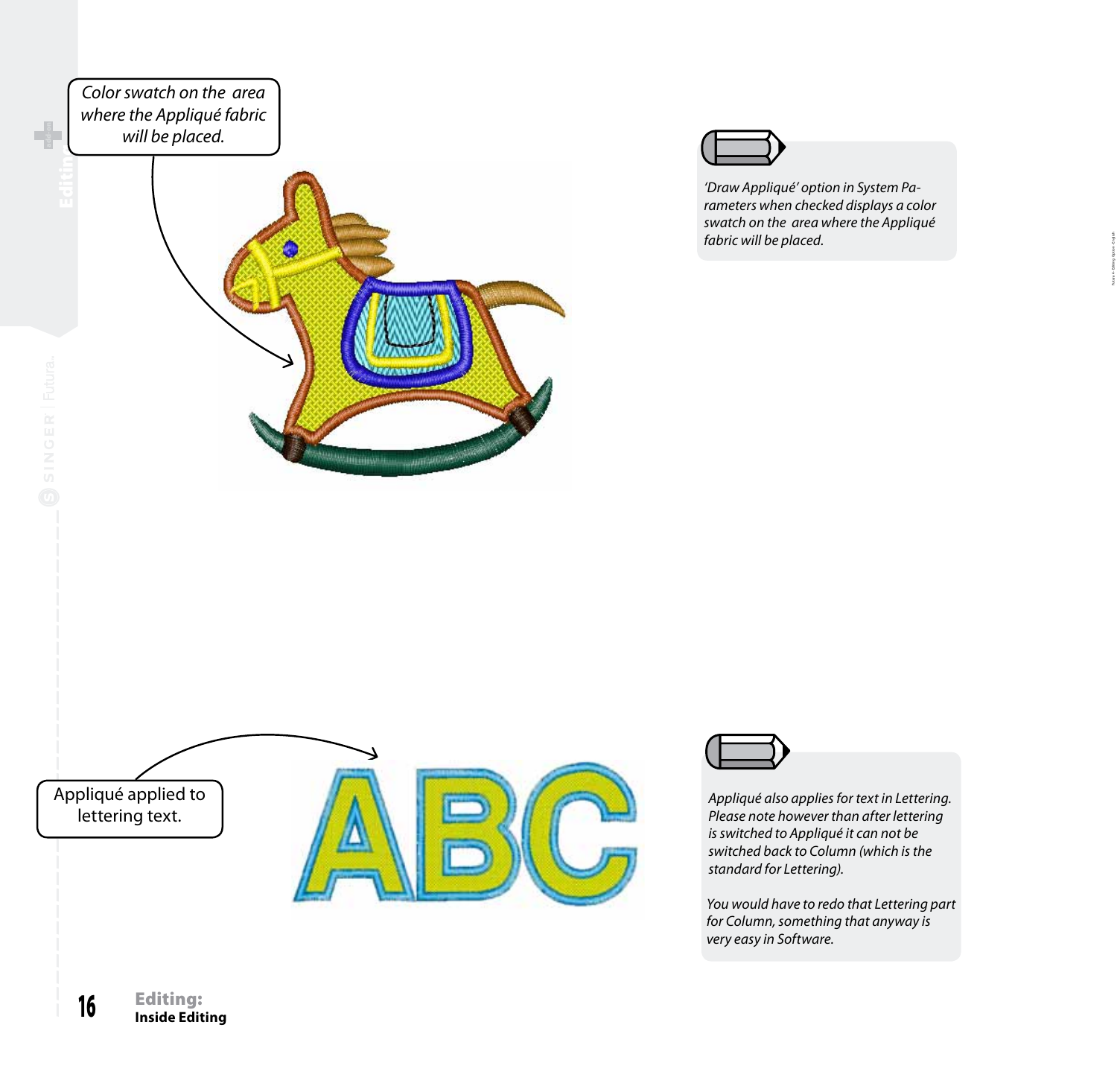Color swatch on the area where the Appliqué fabric will be placed.

*'Draw Appliqué' option in System Parameters when checked displays a color swatch on the area where the Appliqué fabric will be placed.*

Appliqué applied to lettering text.

*Appliqué also applies for text in Lettering. Please note however than after lettering is switched to Appliqué it can not be switched back to Column (which is the standard for Lettering).*

*You would have to redo that Lettering part for Column, something that anyway is very easy in Software.*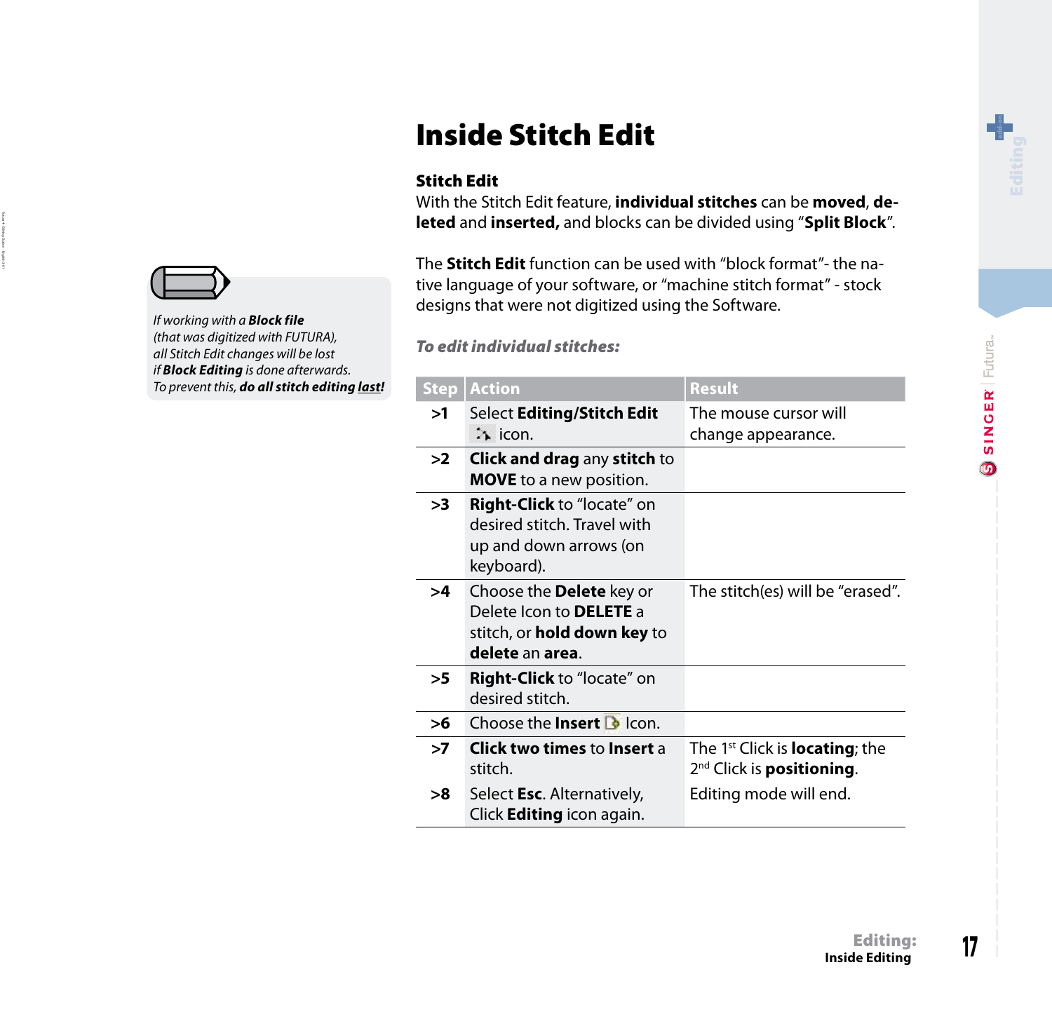# Inside Stitch Edit

### Stitch Edit

With the Stitch Edit feature, **individual stitches** can be **moved**, **deleted** and **inserted,** and blocks can be divided using “**Split Block**”.

The **Stitch Edit** function can be used with “block format”- the native language of your software, or “machine stitch format” - stock designs that were not digitized using the Software.

*If working with a **Block file** (that was digitized with FUTURA), all Stitch Edit changes will be lost if **Block Editing** is done afterwards. To prevent this, **do all stitch editing last!***

***To edit individual stitches:***

| Step | Action | Result |
|---|---|---|
| >1 | Select **Editing/Stitch Edit** icon. | The mouse cursor will change appearance. |
| >2 | **Click and drag** any **stitch** to **MOVE** to a new position. | |
| >3 | **Right-Click** to “locate” on desired stitch. Travel with up and down arrows (on keyboard). | |
| >4 | Choose the **Delete** key or Delete Icon to **DELETE** a stitch, or **hold down key** to **delete** an **area**. | The stitch(es) will be “erased”. |
| >5 | **Right-Click** to “locate” on desired stitch. | |
| >6 | Choose the **Insert** Icon. | |
| >7 | **Click two times** to **Insert** a stitch. | The 1st Click is **locating**; the 2nd Click is **positioning**. |
| >8 | Select **Esc**. Alternatively, Click **Editing** icon again. | Editing mode will end. |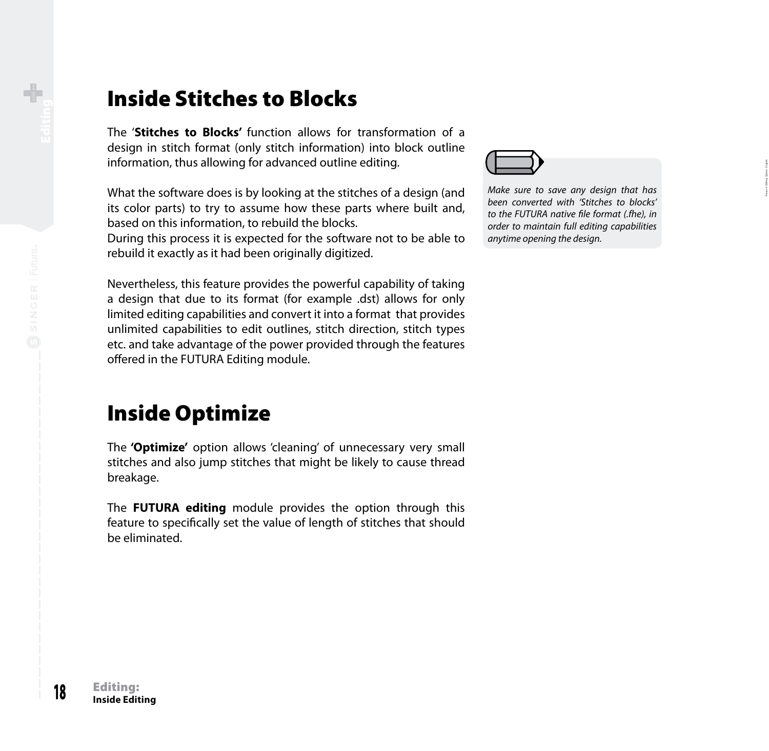# Inside Stitches to Blocks

The '**Stitches to Blocks'** function allows for transformation of a design in stitch format (only stitch information) into block outline information, thus allowing for advanced outline editing.

What the software does is by looking at the stitches of a design (and its color parts) to try to assume how these parts where built and, based on this information, to rebuild the blocks.
During this process it is expected for the software not to be able to rebuild it exactly as it had been originally digitized.

Nevertheless, this feature provides the powerful capability of taking a design that due to its format (for example .dst) allows for only limited editing capabilities and convert it into a format that provides unlimited capabilities to edit outlines, stitch direction, stitch types etc. and take advantage of the power provided through the features offered in the FUTURA Editing module.

*Make sure to save any design that has been converted with 'Stitches to blocks' to the FUTURA native file format (.fhe), in order to maintain full editing capabilities anytime opening the design.*

# Inside Optimize

The **'Optimize'** option allows 'cleaning' of unnecessary very small stitches and also jump stitches that might be likely to cause thread breakage.

The **FUTURA editing** module provides the option through this feature to specifically set the value of length of stitches that should be eliminated.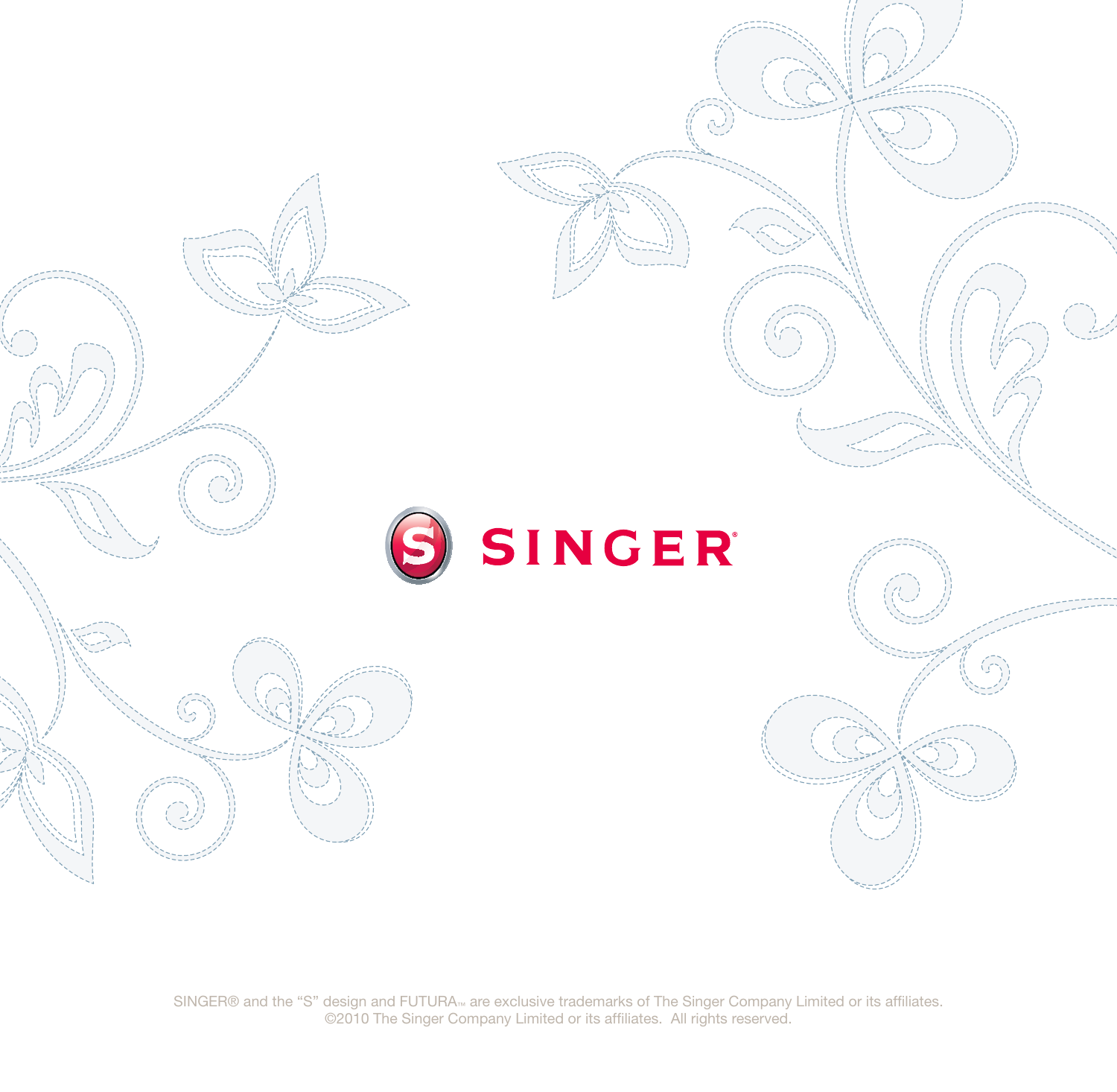SINGER

SINGER® and the "S" design and FUTURA™ are exclusive trademarks of The Singer Company Limited or its affiliates.
©2010 The Singer Company Limited or its affiliates. All rights reserved.